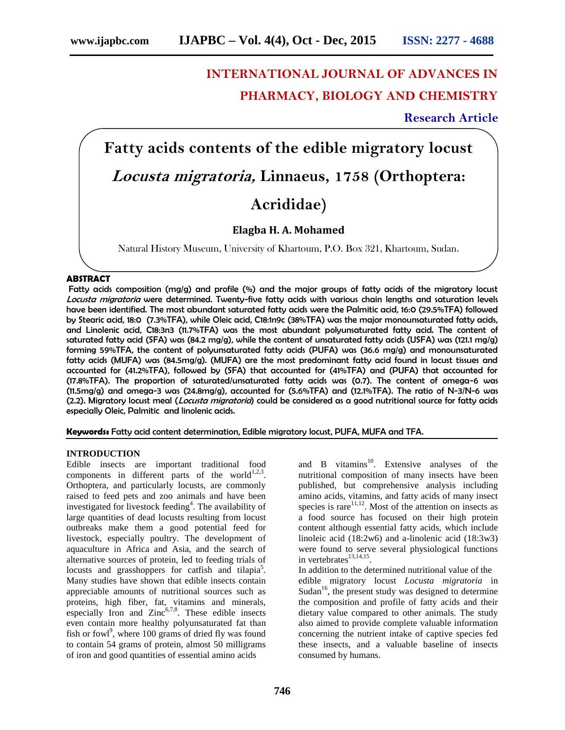# INTERNATIONAL JOURNAL OF ADVANCES IN PHARMACY, BIOLOGY AND CHEMISTRY

**Research Article**

# Fatty acids contents of the edible migratory locust *Locusta migratoria,* Linnaeus, 1758 (Orthoptera: Acrididae)

**Elagba H. A. Mohamed**

Natural History Museum, University of Khartoum, P.O. Box 321, Khartoum, Sudan.

## ABSTRACT

Fatty acids composition (mg/g) and profile (%) and the major groups of fatty acids of the migratory locust *Locusta migratoria* were determined. Twenty-five fatty acids with various chain lengths and saturation levels have been identified. The most abundant saturated fatty acids were the Palmitic acid, 16:0 (29.5%TFA) followed by Stearic acid, 18:0 (7.3%TFA), while Oleic acid, C18:1n9c (38%TFA) was the major monounsaturated fatty acids, and Linolenic acid, C18:3n3 (11.7%TFA) was the most abundant polyunsaturated fatty acid. The content of saturated fatty acid (SFA) was (84.2 mg/g), while the content of unsaturated fatty acids (USFA) was (121.1 mg/g) forming 59%TFA, the content of polyunsaturated fatty acids (PUFA) was (36.6 mg/g) and monounsaturated fatty acids (MUFA) was (84.5mg/g). (MUFA) are the most predominant fatty acid found in locust tissues and accounted for (41.2%TFA), followed by (SFA) that accounted for (41%TFA) and (PUFA) that accounted for (17.8%TFA). The proportion of saturated/unsaturated fatty acids was (0.7). The content of omega-6 was (11.5mg/g) and omega-3 was (24.8mg/g), accounted for (5.6%TFA) and (12.1%TFA). The ratio of N-3/N-6 was (2.2). Migratory locust meal (*Locusta migratoria*) could be considered as a good nutritional source for fatty acids especially Oleic, Palmitic and linolenic acids.

**Keywords:** Fatty acid content determination, Edible migratory locust, PUFA, MUFA and TFA.

## INTRODUCTION

Edible insects are important traditional food components in different parts of the world[1,2,3]. Orthoptera, and particularly locusts, are commonly raised to feed pets and zoo animals and have been investigated for livestock feeding[4]. The availability of large quantities of dead locusts resulting from locust outbreaks make them a good potential feed for livestock, especially poultry. The development of aquaculture in Africa and Asia, and the search of alternative sources of protein, led to feeding trials of locusts and grasshoppers for catfish and tilapia[5]. Many studies have shown that edible insects contain appreciable amounts of nutritional sources such as proteins, high fiber, fat, vitamins and minerals, especially Iron and Zinc[6,7,8]. These edible insects even contain more healthy polyunsaturated fat than fish or fowl[9], where 100 grams of dried fly was found to contain 54 grams of protein, almost 50 milligrams of iron and good quantities of essential amino acids and B vitamins[10]. Extensive analyses of the nutritional composition of many insects have been published, but comprehensive analysis including amino acids, vitamins, and fatty acids of many insect species is rare[11,12]. Most of the attention on insects as a food source has focused on their high protein content although essential fatty acids, which include linoleic acid (18:2w6) and a-linolenic acid (18:3w3) were found to serve several physiological functions in vertebrates[13,14,15].

In addition to the determined nutritional value of the edible migratory locust *Locusta migratoria* in Sudan[16], the present study was designed to determine the composition and profile of fatty acids and their dietary value compared to other animals. The study also aimed to provide complete valuable information concerning the nutrient intake of captive species fed these insects, and a valuable baseline of insects consumed by humans.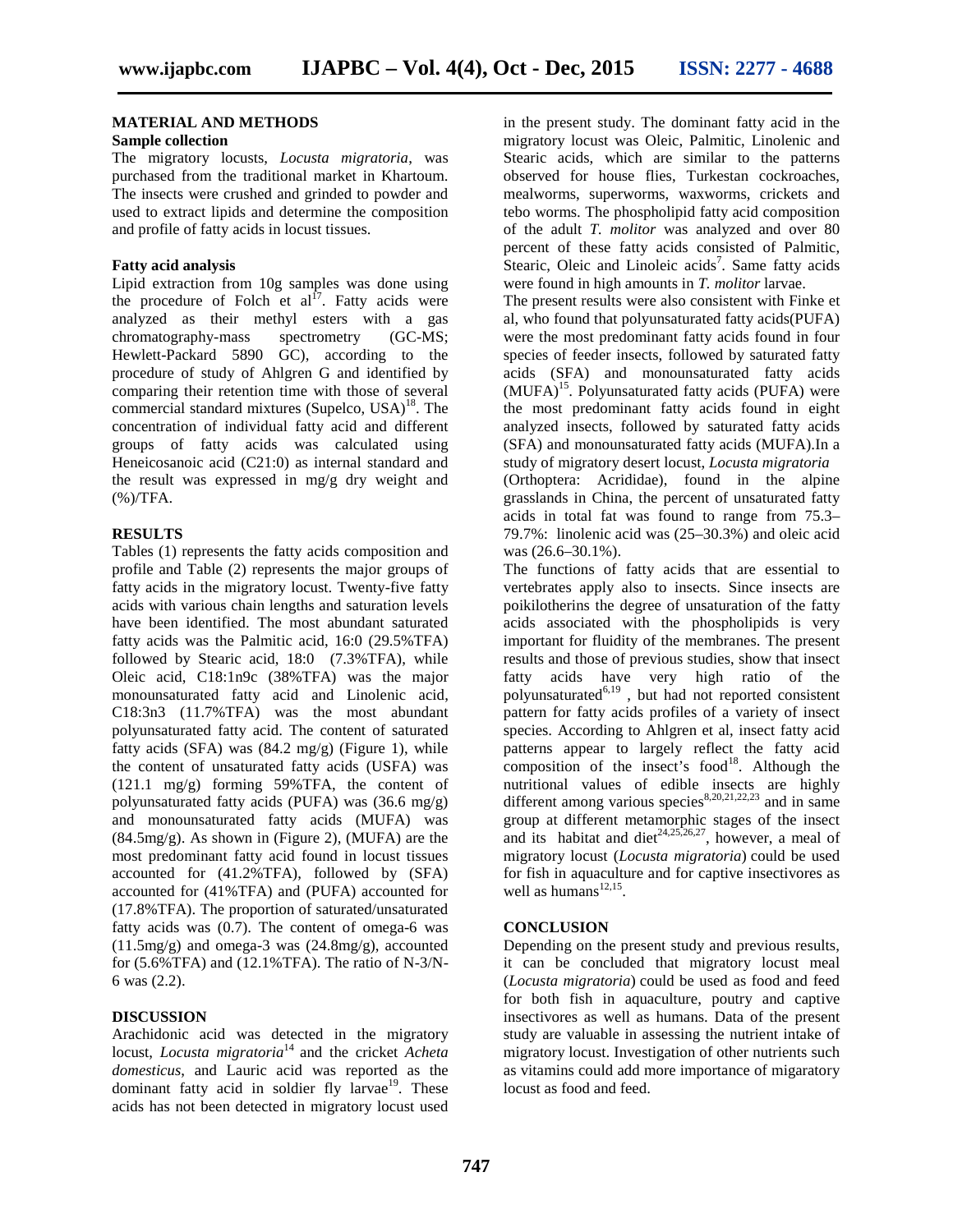## MATERIAL AND METHODS

### Sample collection

The migratory locusts, *Locusta migratoria*, was purchased from the traditional market in Khartoum. The insects were crushed and grinded to powder and used to extract lipids and determine the composition and profile of fatty acids in locust tissues.

### Fatty acid analysis

Lipid extraction from 10g samples was done using the procedure of Folch et al[17]. Fatty acids were analyzed as their methyl esters with a gas chromatography-mass spectrometry (GC-MS; Hewlett-Packard 5890 GC), according to the procedure of study of Ahlgren G and identified by comparing their retention time with those of several commercial standard mixtures (Supelco, USA)[18]. The concentration of individual fatty acid and different groups of fatty acids was calculated using Heneicosanoic acid (C21:0) as internal standard and the result was expressed in mg/g dry weight and (%)/TFA.

## RESULTS

Tables (1) represents the fatty acids composition and profile and Table (2) represents the major groups of fatty acids in the migratory locust. Twenty-five fatty acids with various chain lengths and saturation levels have been identified. The most abundant saturated fatty acids was the Palmitic acid, 16:0 (29.5%TFA) followed by Stearic acid, 18:0 (7.3%TFA), while Oleic acid, C18:1n9c (38%TFA) was the major monounsaturated fatty acid and Linolenic acid, C18:3n3 (11.7%TFA) was the most abundant polyunsaturated fatty acid. The content of saturated fatty acids (SFA) was (84.2 mg/g) (Figure 1), while the content of unsaturated fatty acids (USFA) was (121.1 mg/g) forming 59%TFA, the content of polyunsaturated fatty acids (PUFA) was (36.6 mg/g) and monounsaturated fatty acids (MUFA) was (84.5mg/g). As shown in (Figure 2), (MUFA) are the most predominant fatty acid found in locust tissues accounted for (41.2%TFA), followed by (SFA) accounted for (41%TFA) and (PUFA) accounted for (17.8%TFA). The proportion of saturated/unsaturated fatty acids was (0.7). The content of omega-6 was (11.5mg/g) and omega-3 was (24.8mg/g), accounted for (5.6%TFA) and (12.1%TFA). The ratio of N-3/N-6 was (2.2).

## DISCUSSION

Arachidonic acid was detected in the migratory locust, *Locusta migratoria*[14] and the cricket *Acheta domesticus*, and Lauric acid was reported as the dominant fatty acid in soldier fly larvae[19]. These acids has not been detected in migratory locust used in the present study. The dominant fatty acid in the migratory locust was Oleic, Palmitic, Linolenic and Stearic acids, which are similar to the patterns observed for house flies, Turkestan cockroaches, mealworms, superworms, waxworms, crickets and tebo worms. The phospholipid fatty acid composition of the adult *T. molitor* was analyzed and over 80 percent of these fatty acids consisted of Palmitic, Stearic, Oleic and Linoleic acids[7]. Same fatty acids were found in high amounts in *T. molitor* larvae.

The present results were also consistent with Finke et al, who found that polyunsaturated fatty acids(PUFA) were the most predominant fatty acids found in four species of feeder insects, followed by saturated fatty acids (SFA) and monounsaturated fatty acids (MUFA)[15]. Polyunsaturated fatty acids (PUFA) were the most predominant fatty acids found in eight analyzed insects, followed by saturated fatty acids (SFA) and monounsaturated fatty acids (MUFA).In a study of migratory desert locust, *Locusta migratoria* (Orthoptera: Acrididae), found in the alpine grasslands in China, the percent of unsaturated fatty acids in total fat was found to range from 75.3–79.7%: linolenic acid was (25–30.3%) and oleic acid was (26.6–30.1%).

The functions of fatty acids that are essential to vertebrates apply also to insects. Since insects are poikilotherins the degree of unsaturation of the fatty acids associated with the phospholipids is very important for fluidity of the membranes. The present results and those of previous studies, show that insect fatty acids have very high ratio of the polyunsaturated[6,19] , but had not reported consistent pattern for fatty acids profiles of a variety of insect species. According to Ahlgren et al, insect fatty acid patterns appear to largely reflect the fatty acid composition of the insect's food[18]. Although the nutritional values of edible insects are highly different among various species[8,20,21,22,23] and in same group at different metamorphic stages of the insect and its habitat and diet[24,25,26,27], however, a meal of migratory locust (*Locusta migratoria*) could be used for fish in aquaculture and for captive insectivores as well as humans[12,15].

## CONCLUSION

Depending on the present study and previous results, it can be concluded that migratory locust meal (*Locusta migratoria*) could be used as food and feed for both fish in aquaculture, poultry and captive insectivores as well as humans. Data of the present study are valuable in assessing the nutrient intake of migratory locust. Investigation of other nutrients such as vitamins could add more importance of migaratory locust as food and feed.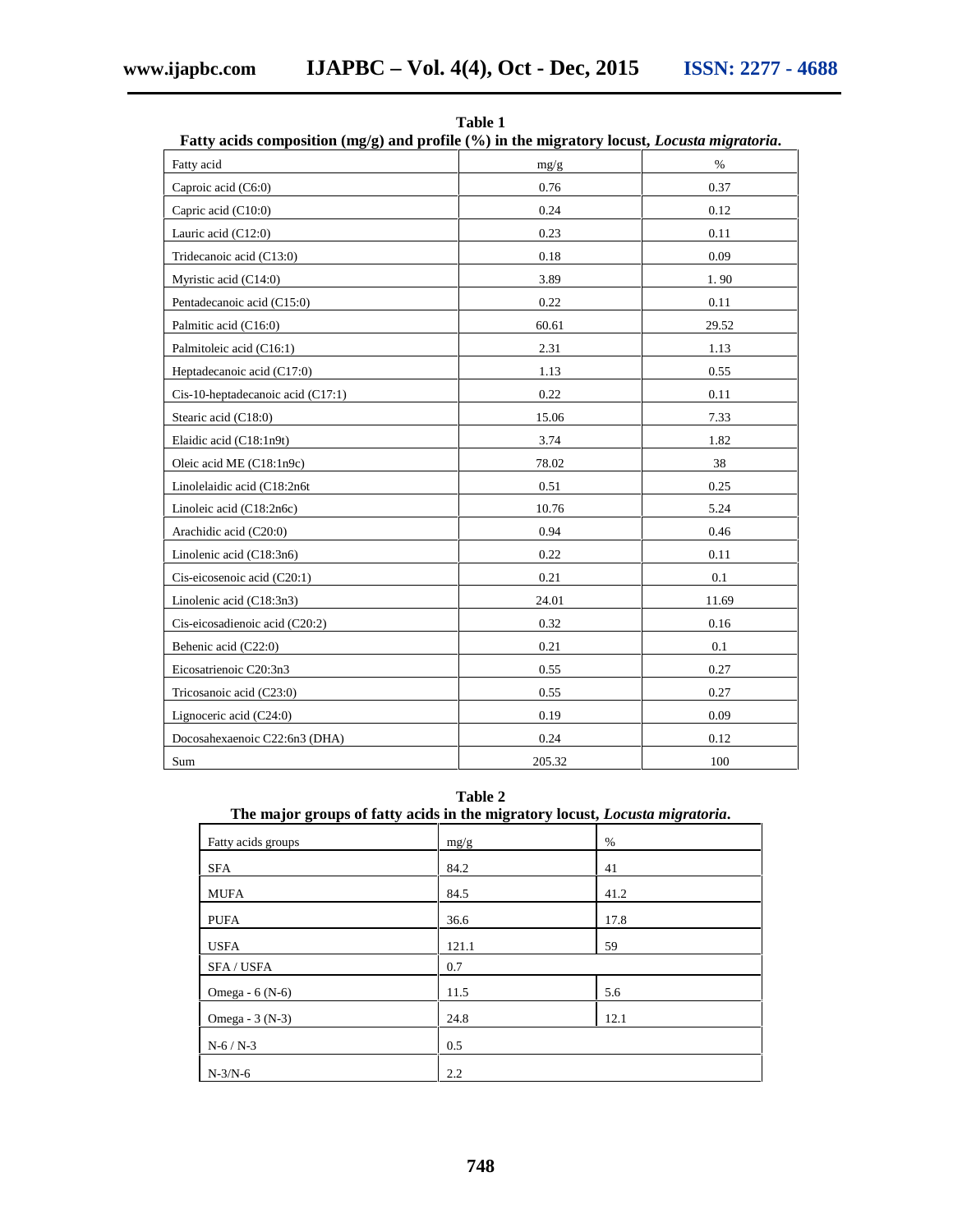**Table 1**
**Fatty acids composition (mg/g) and profile (%) in the migratory locust, *Locusta migratoria*.**

| Fatty acid | mg/g | % |
|---|---|---|
| Caproic acid (C6:0) | 0.76 | 0.37 |
| Capric acid (C10:0) | 0.24 | 0.12 |
| Lauric acid (C12:0) | 0.23 | 0.11 |
| Tridecanoic acid (C13:0) | 0.18 | 0.09 |
| Myristic acid (C14:0) | 3.89 | 1. 90 |
| Pentadecanoic acid (C15:0) | 0.22 | 0.11 |
| Palmitic acid (C16:0) | 60.61 | 29.52 |
| Palmitoleic acid (C16:1) | 2.31 | 1.13 |
| Heptadecanoic acid (C17:0) | 1.13 | 0.55 |
| Cis-10-heptadecanoic acid (C17:1) | 0.22 | 0.11 |
| Stearic acid (C18:0) | 15.06 | 7.33 |
| Elaidic acid (C18:1n9t) | 3.74 | 1.82 |
| Oleic acid ME (C18:1n9c) | 78.02 | 38 |
| Linolelaidic acid (C18:2n6t | 0.51 | 0.25 |
| Linoleic acid (C18:2n6c) | 10.76 | 5.24 |
| Arachidic acid (C20:0) | 0.94 | 0.46 |
| Linolenic acid (C18:3n6) | 0.22 | 0.11 |
| Cis-eicosenoic acid (C20:1) | 0.21 | 0.1 |
| Linolenic acid (C18:3n3) | 24.01 | 11.69 |
| Cis-eicosadienoic acid (C20:2) | 0.32 | 0.16 |
| Behenic acid (C22:0) | 0.21 | 0.1 |
| Eicosatrienoic C20:3n3 | 0.55 | 0.27 |
| Tricosanoic acid (C23:0) | 0.55 | 0.27 |
| Lignoceric acid (C24:0) | 0.19 | 0.09 |
| Docosahexaenoic C22:6n3 (DHA) | 0.24 | 0.12 |
| Sum | 205.32 | 100 |

**Table 2**
**The major groups of fatty acids in the migratory locust, *Locusta migratoria*.**

| Fatty acids groups | mg/g | % |
|---|---|---|
| SFA | 84.2 | 41 |
| MUFA | 84.5 | 41.2 |
| PUFA | 36.6 | 17.8 |
| USFA | 121.1 | 59 |
| SFA / USFA | 0.7 | |
| Omega - 6 (N-6) | 11.5 | 5.6 |
| Omega - 3 (N-3) | 24.8 | 12.1 |
| N-6 / N-3 | 0.5 | |
| N-3/N-6 | 2.2 | |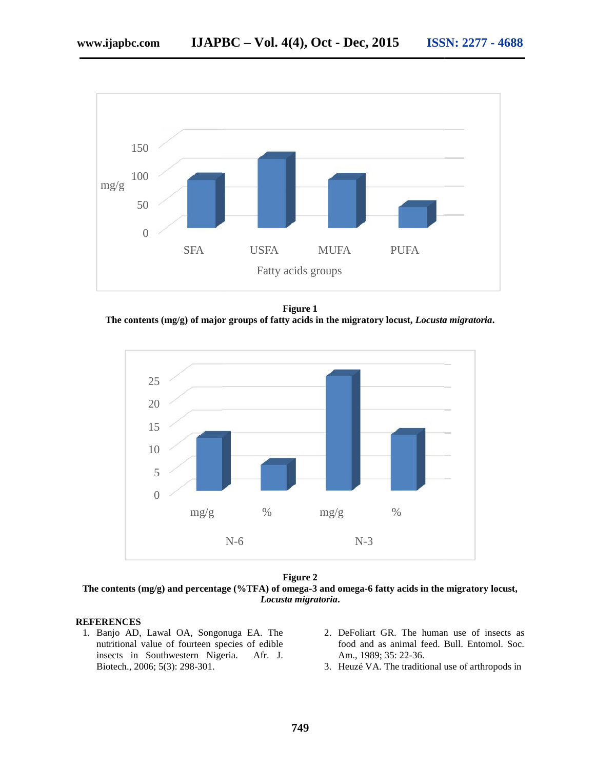**Figure 1**
**The contents (mg/g) of major groups of fatty acids in the migratory locust, *Locusta migratoria*.**

**Figure 2**
**The contents (mg/g) and percentage (%TFA) of omega-3 and omega-6 fatty acids in the migratory locust, *Locusta migratoria*.**

## REFERENCES

1. Banjo AD, Lawal OA, Songonuga EA. The nutritional value of fourteen species of edible insects in Southwestern Nigeria. Afr. J. Biotech., 2006; 5(3): 298-301.
2. DeFoliart GR. The human use of insects as food and as animal feed. Bull. Entomol. Soc. Am., 1989; 35: 22-36.
3. Heuzé VA. The traditional use of arthropods in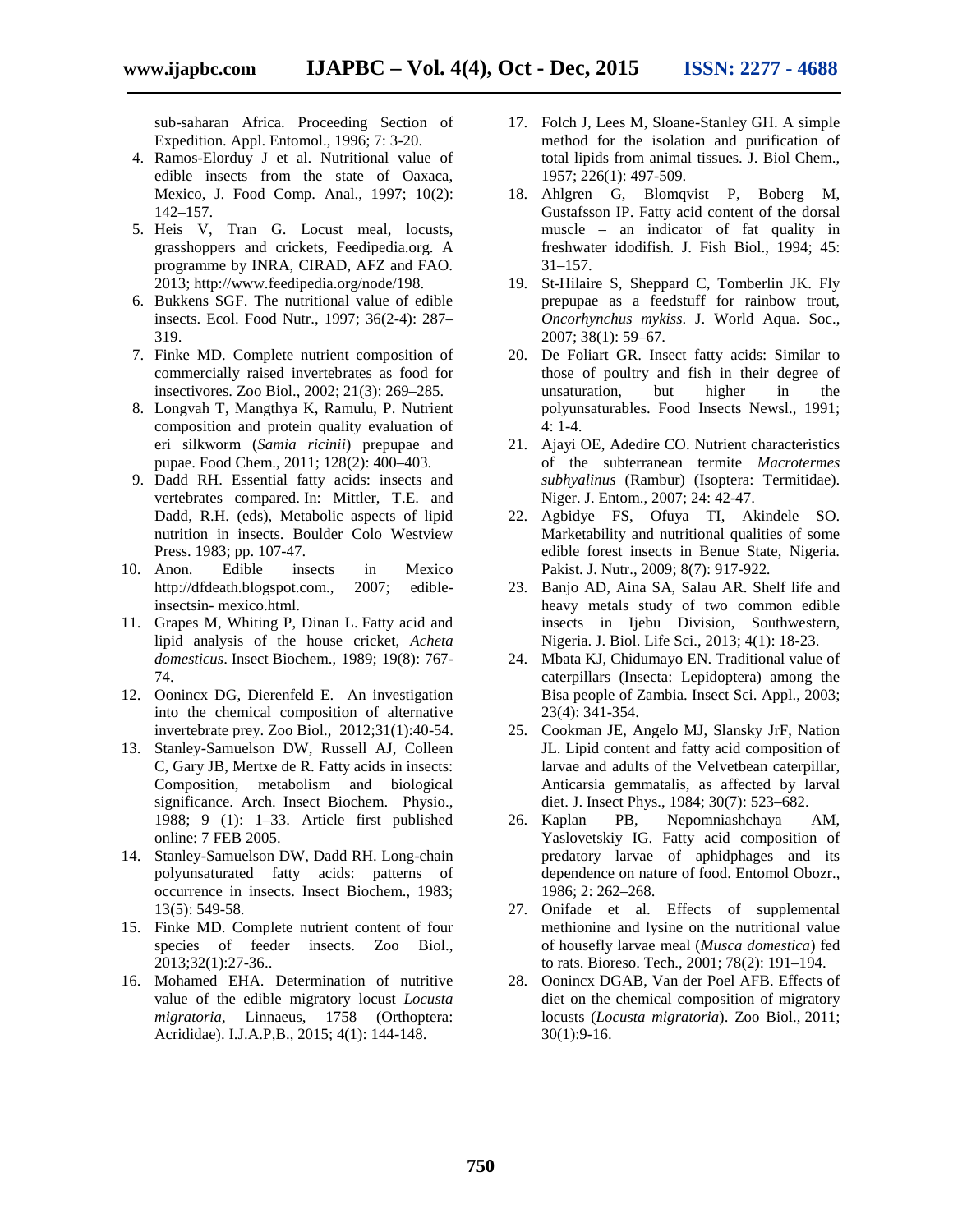sub-saharan Africa. Proceeding Section of Expedition. Appl. Entomol., 1996; 7: 3-20.

4. Ramos-Elorduy J et al. Nutritional value of edible insects from the state of Oaxaca, Mexico, J. Food Comp. Anal., 1997; 10(2): 142–157.
5. Heis V, Tran G. Locust meal, locusts, grasshoppers and crickets, Feedipedia.org. A programme by INRA, CIRAD, AFZ and FAO. 2013; http://www.feedipedia.org/node/198.
6. Bukkens SGF. The nutritional value of edible insects. Ecol. Food Nutr., 1997; 36(2-4): 287–319.
7. Finke MD. Complete nutrient composition of commercially raised invertebrates as food for insectivores. Zoo Biol., 2002; 21(3): 269–285.
8. Longvah T, Mangthya K, Ramulu, P. Nutrient composition and protein quality evaluation of eri silkworm (*Samia ricinii*) prepupae and pupae. Food Chem., 2011; 128(2): 400–403.
9. Dadd RH. Essential fatty acids: insects and vertebrates compared. In: Mittler, T.E. and Dadd, R.H. (eds), Metabolic aspects of lipid nutrition in insects. Boulder Colo Westview Press. 1983; pp. 107-47.
10. Anon. Edible insects in Mexico http://dfdeath.blogspot.com., 2007; edible-insectsin- mexico.html.
11. Grapes M, Whiting P, Dinan L. Fatty acid and lipid analysis of the house cricket, *Acheta domesticus*. Insect Biochem., 1989; 19(8): 767-74.
12. Oonincx DG, Dierenfeld E. An investigation into the chemical composition of alternative invertebrate prey. Zoo Biol., 2012;31(1):40-54.
13. Stanley-Samuelson DW, Russell AJ, Colleen C, Gary JB, Mertxe de R. Fatty acids in insects: Composition, metabolism and biological significance. Arch. Insect Biochem. Physio., 1988; 9 (1): 1–33. Article first published online: 7 FEB 2005.
14. Stanley-Samuelson DW, Dadd RH. Long-chain polyunsaturated fatty acids: patterns of occurrence in insects. Insect Biochem., 1983; 13(5): 549-58.
15. Finke MD. Complete nutrient content of four species of feeder insects. Zoo Biol., 2013;32(1):27-36..
16. Mohamed EHA. Determination of nutritive value of the edible migratory locust *Locusta migratoria*, Linnaeus, 1758 (Orthoptera: Acrididae). I.J.A.P,B., 2015; 4(1): 144-148.
17. Folch J, Lees M, Sloane-Stanley GH. A simple method for the isolation and purification of total lipids from animal tissues. J. Biol Chem., 1957; 226(1): 497-509.
18. Ahlgren G, Blomqvist P, Boberg M, Gustafsson IP. Fatty acid content of the dorsal muscle – an indicator of fat quality in freshwater idodifish. J. Fish Biol., 1994; 45: 31–157.
19. St-Hilaire S, Sheppard C, Tomberlin JK. Fly prepupae as a feedstuff for rainbow trout, *Oncorhynchus mykiss*. J. World Aqua. Soc., 2007; 38(1): 59–67.
20. De Foliart GR. Insect fatty acids: Similar to those of poultry and fish in their degree of unsaturation, but higher in the polyunsaturables. Food Insects Newsl., 1991; 4: 1-4.
21. Ajayi OE, Adedire CO. Nutrient characteristics of the subterranean termite *Macrotermes subhyalinus* (Rambur) (Isoptera: Termitidae). Niger. J. Entom., 2007; 24: 42-47.
22. Agbidye FS, Ofuya TI, Akindele SO. Marketability and nutritional qualities of some edible forest insects in Benue State, Nigeria. Pakist. J. Nutr., 2009; 8(7): 917-922.
23. Banjo AD, Aina SA, Salau AR. Shelf life and heavy metals study of two common edible insects in Ijebu Division, Southwestern, Nigeria. J. Biol. Life Sci., 2013; 4(1): 18-23.
24. Mbata KJ, Chidumayo EN. Traditional value of caterpillars (Insecta: Lepidoptera) among the Bisa people of Zambia. Insect Sci. Appl., 2003; 23(4): 341-354.
25. Cookman JE, Angelo MJ, Slansky JrF, Nation JL. Lipid content and fatty acid composition of larvae and adults of the Velvetbean caterpillar, Anticarsia gemmatalis, as affected by larval diet. J. Insect Phys., 1984; 30(7): 523–682.
26. Kaplan PB, Nepomniashchaya AM, Yaslovetskiy IG. Fatty acid composition of predatory larvae of aphidphages and its dependence on nature of food. Entomol Obozr., 1986; 2: 262–268.
27. Onifade et al. Effects of supplemental methionine and lysine on the nutritional value of housefly larvae meal (*Musca domestica*) fed to rats. Bioreso. Tech., 2001; 78(2): 191–194.
28. Oonincx DGAB, Van der Poel AFB. Effects of diet on the chemical composition of migratory locusts (*Locusta migratoria*). Zoo Biol., 2011; 30(1):9-16.